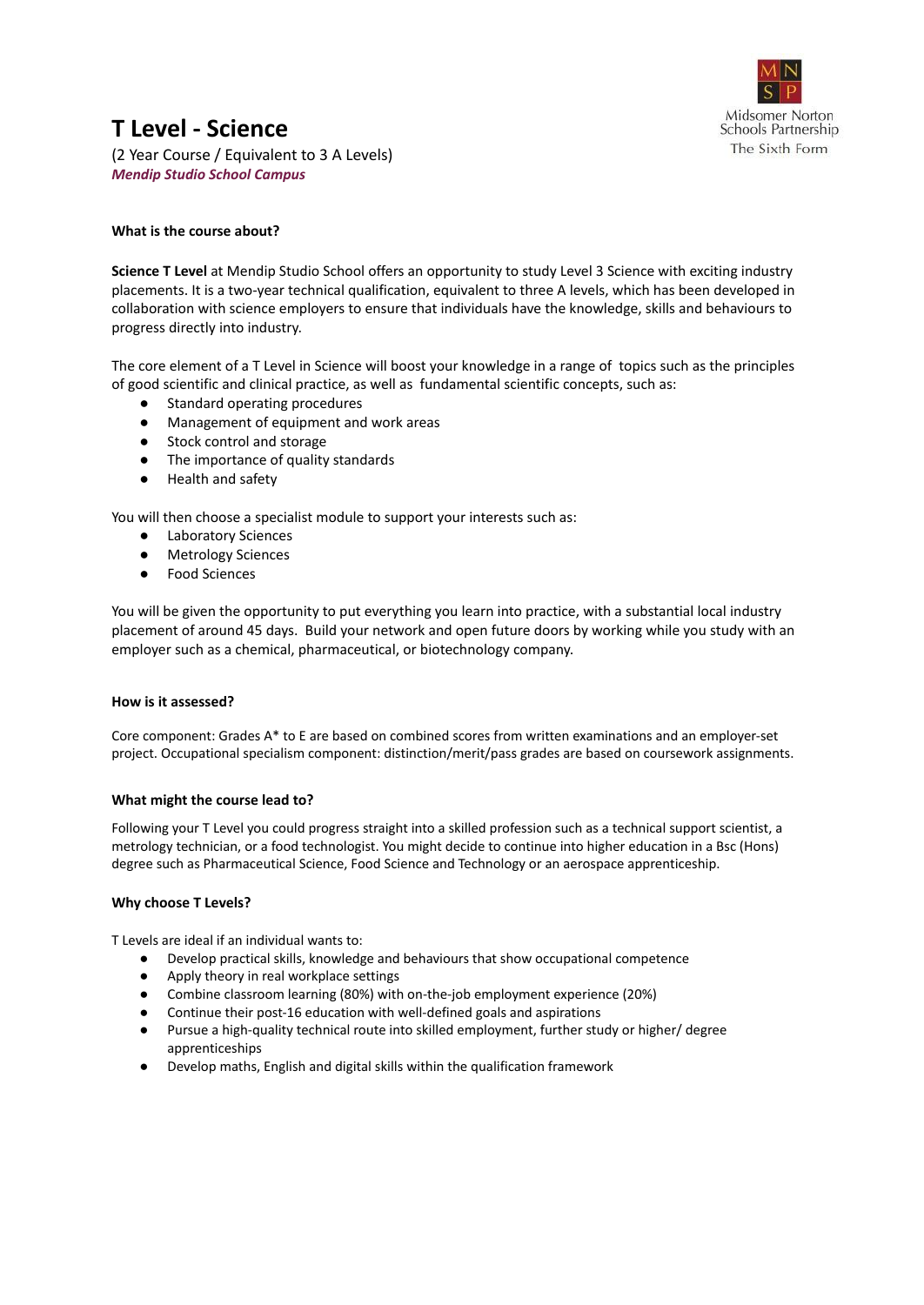# T Level - Science

(2 Year Course / Equivalent to 3 A Levels)
***Mendip Studio School Campus***

Midsomer Norton Schools Partnership
The Sixth Form

### What is the course about?

**Science T Level** at Mendip Studio School offers an opportunity to study Level 3 Science with exciting industry placements. It is a two-year technical qualification, equivalent to three A levels, which has been developed in collaboration with science employers to ensure that individuals have the knowledge, skills and behaviours to progress directly into industry.

The core element of a T Level in Science will boost your knowledge in a range of topics such as the principles of good scientific and clinical practice, as well as fundamental scientific concepts, such as:

- Standard operating procedures
- Management of equipment and work areas
- Stock control and storage
- The importance of quality standards
- Health and safety

You will then choose a specialist module to support your interests such as:

- Laboratory Sciences
- Metrology Sciences
- Food Sciences

You will be given the opportunity to put everything you learn into practice, with a substantial local industry placement of around 45 days. Build your network and open future doors by working while you study with an employer such as a chemical, pharmaceutical, or biotechnology company.

### How is it assessed?

Core component: Grades A* to E are based on combined scores from written examinations and an employer-set project. Occupational specialism component: distinction/merit/pass grades are based on coursework assignments.

### What might the course lead to?

Following your T Level you could progress straight into a skilled profession such as a technical support scientist, a metrology technician, or a food technologist. You might decide to continue into higher education in a Bsc (Hons) degree such as Pharmaceutical Science, Food Science and Technology or an aerospace apprenticeship.

### Why choose T Levels?

T Levels are ideal if an individual wants to:

- Develop practical skills, knowledge and behaviours that show occupational competence
- Apply theory in real workplace settings
- Combine classroom learning (80%) with on-the-job employment experience (20%)
- Continue their post-16 education with well-defined goals and aspirations
- Pursue a high-quality technical route into skilled employment, further study or higher/ degree apprenticeships
- Develop maths, English and digital skills within the qualification framework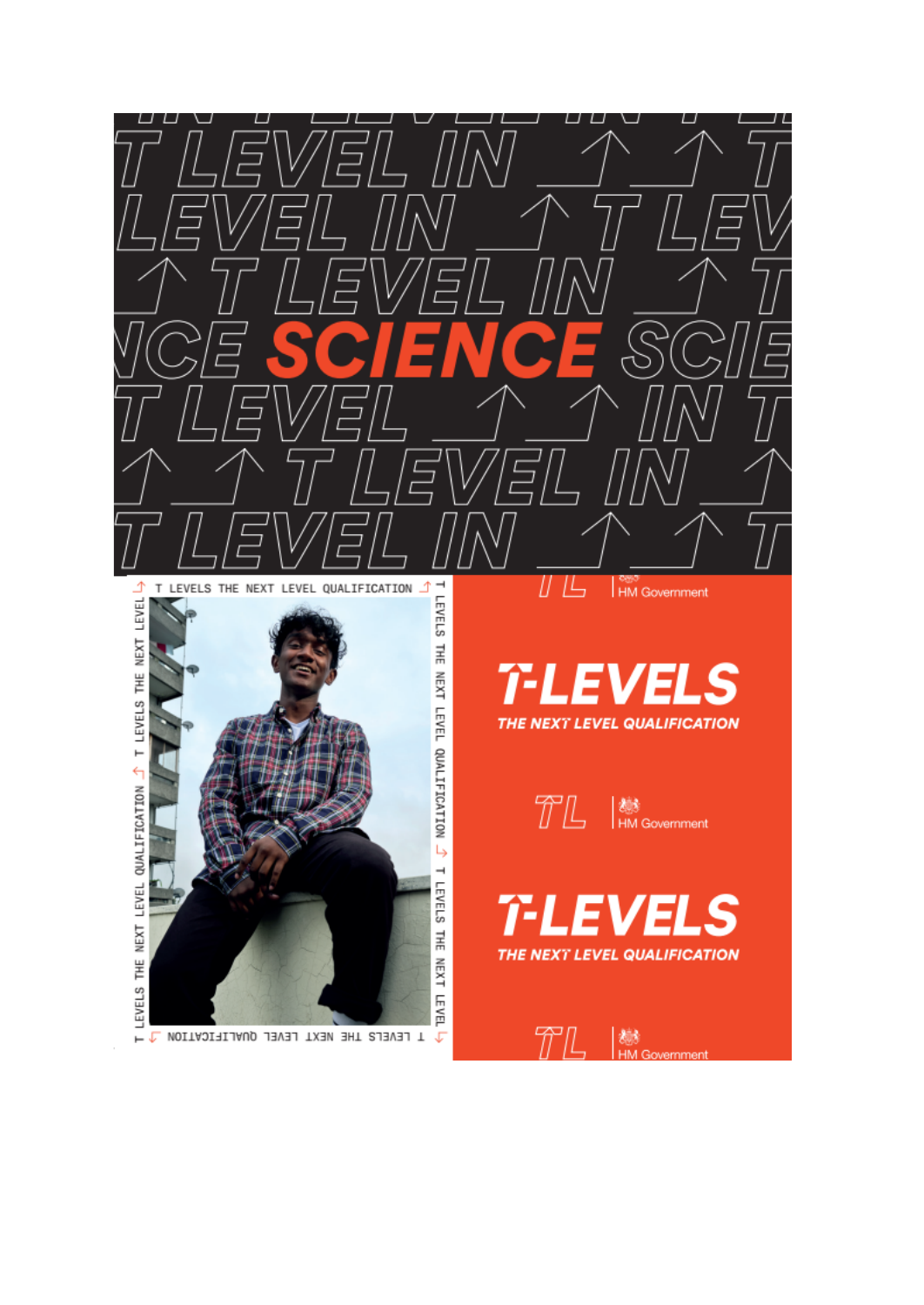# T LEVEL IN SCIENCE

T LEVELS THE NEXT LEVEL QUALIFICATION

## T-LEVELS

THE NEXT LEVEL QUALIFICATION

TL | HM Government

## T-LEVELS

THE NEXT LEVEL QUALIFICATION

TL | HM Government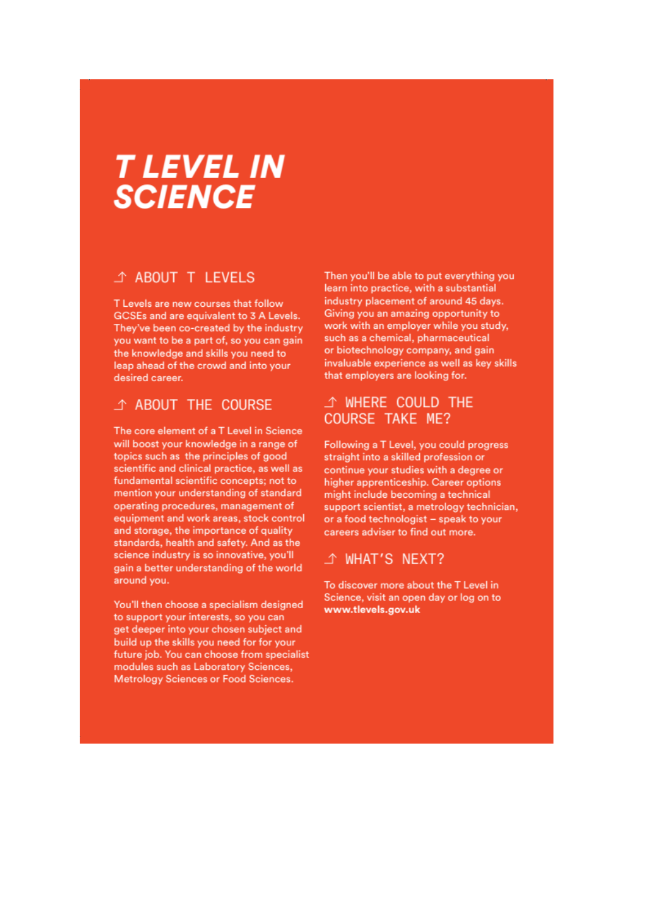# T LEVEL IN SCIENCE

## ABOUT T LEVELS

T Levels are new courses that follow GCSEs and are equivalent to 3 A Levels. They've been co-created by the industry you want to be a part of, so you can gain the knowledge and skills you need to leap ahead of the crowd and into your desired career.

## ABOUT THE COURSE

The core element of a T Level in Science will boost your knowledge in a range of topics such as the principles of good scientific and clinical practice, as well as fundamental scientific concepts; not to mention your understanding of standard operating procedures, management of equipment and work areas, stock control and storage, the importance of quality standards, health and safety. And as the science industry is so innovative, you'll gain a better understanding of the world around you.

You'll then choose a specialism designed to support your interests, so you can get deeper into your chosen subject and build up the skills you need for for your future job. You can choose from specialist modules such as Laboratory Sciences, Metrology Sciences or Food Sciences.

Then you'll be able to put everything you learn into practice, with a substantial industry placement of around 45 days. Giving you an amazing opportunity to work with an employer while you study, such as a chemical, pharmaceutical or biotechnology company, and gain invaluable experience as well as key skills that employers are looking for.

## WHERE COULD THE COURSE TAKE ME?

Following a T Level, you could progress straight into a skilled profession or continue your studies with a degree or higher apprenticeship. Career options might include becoming a technical support scientist, a metrology technician, or a food technologist – speak to your careers adviser to find out more.

## WHAT'S NEXT?

To discover more about the T Level in Science, visit an open day or log on to **www.tlevels.gov.uk**